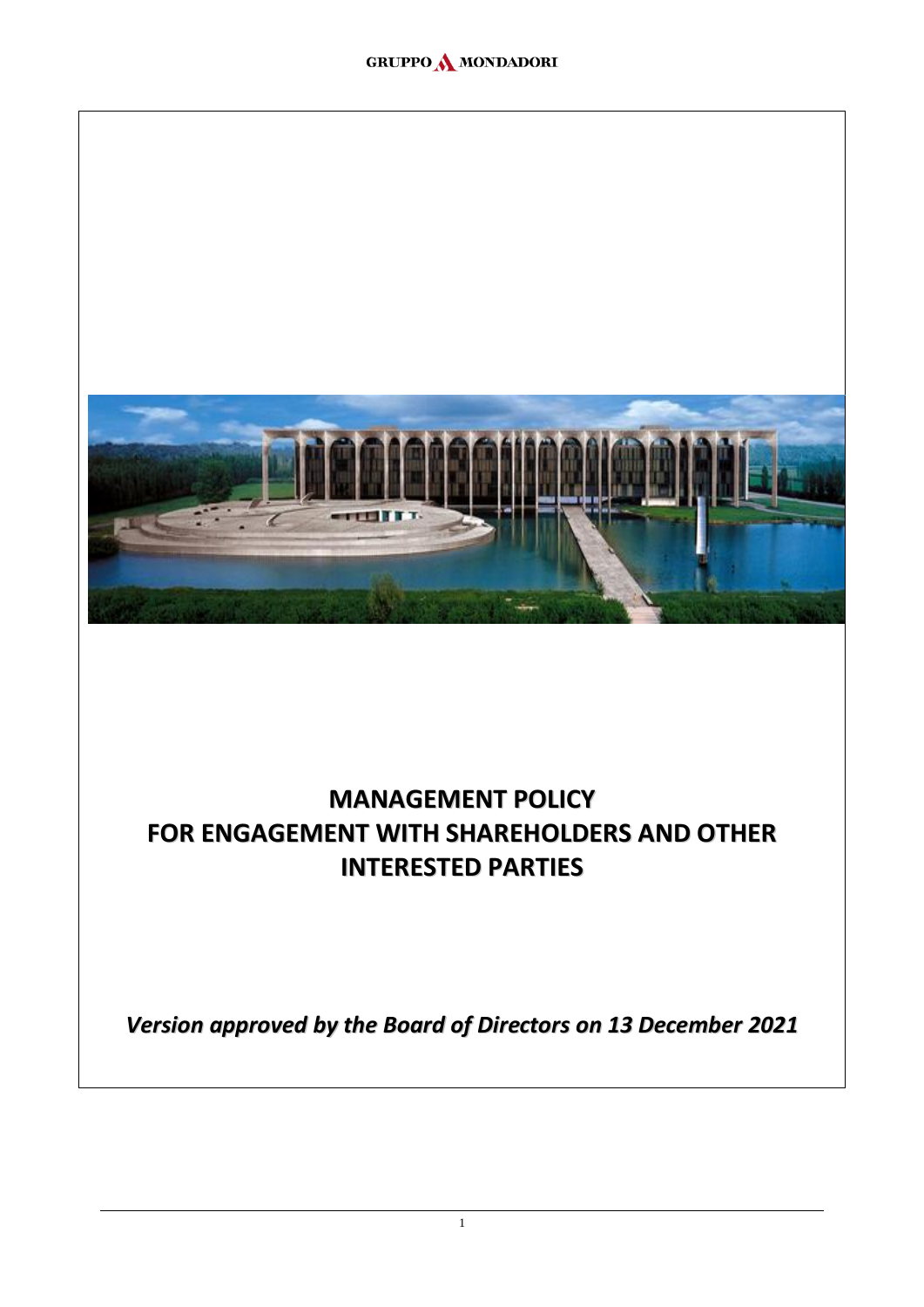# MANAGEMENT POLICY FOR ENGAGEMENT WITH SHAREHOLDERS AND OTHER INTERESTED PARTIES

***Version approved by the Board of Directors on 13 December 2021***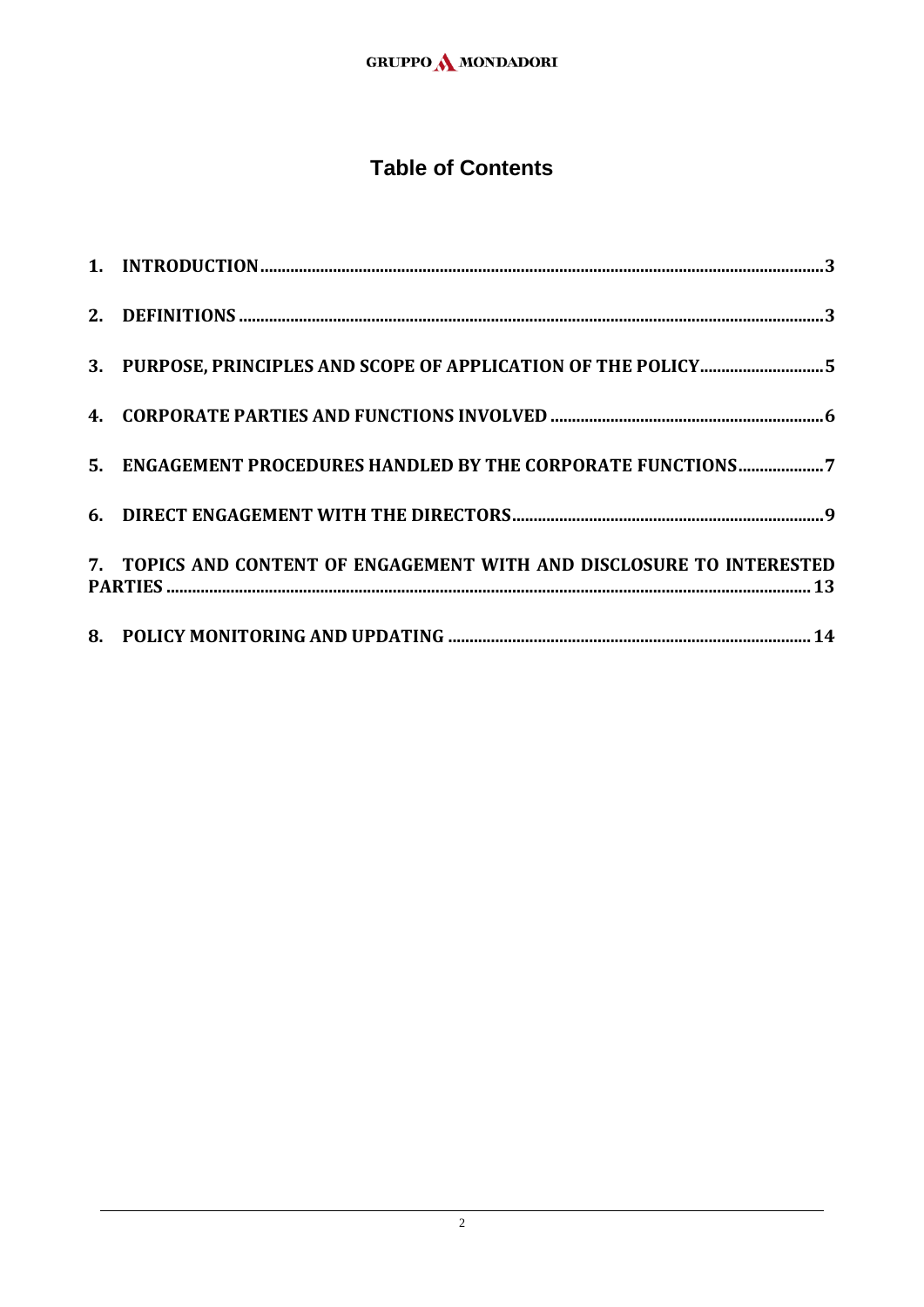# Table of Contents

1. INTRODUCTION .......... 3
2. DEFINITIONS .......... 3
3. PURPOSE, PRINCIPLES AND SCOPE OF APPLICATION OF THE POLICY .......... 5
4. CORPORATE PARTIES AND FUNCTIONS INVOLVED .......... 6
5. ENGAGEMENT PROCEDURES HANDLED BY THE CORPORATE FUNCTIONS .......... 7
6. DIRECT ENGAGEMENT WITH THE DIRECTORS .......... 9
7. TOPICS AND CONTENT OF ENGAGEMENT WITH AND DISCLOSURE TO INTERESTED PARTIES .......... 13
8. POLICY MONITORING AND UPDATING .......... 14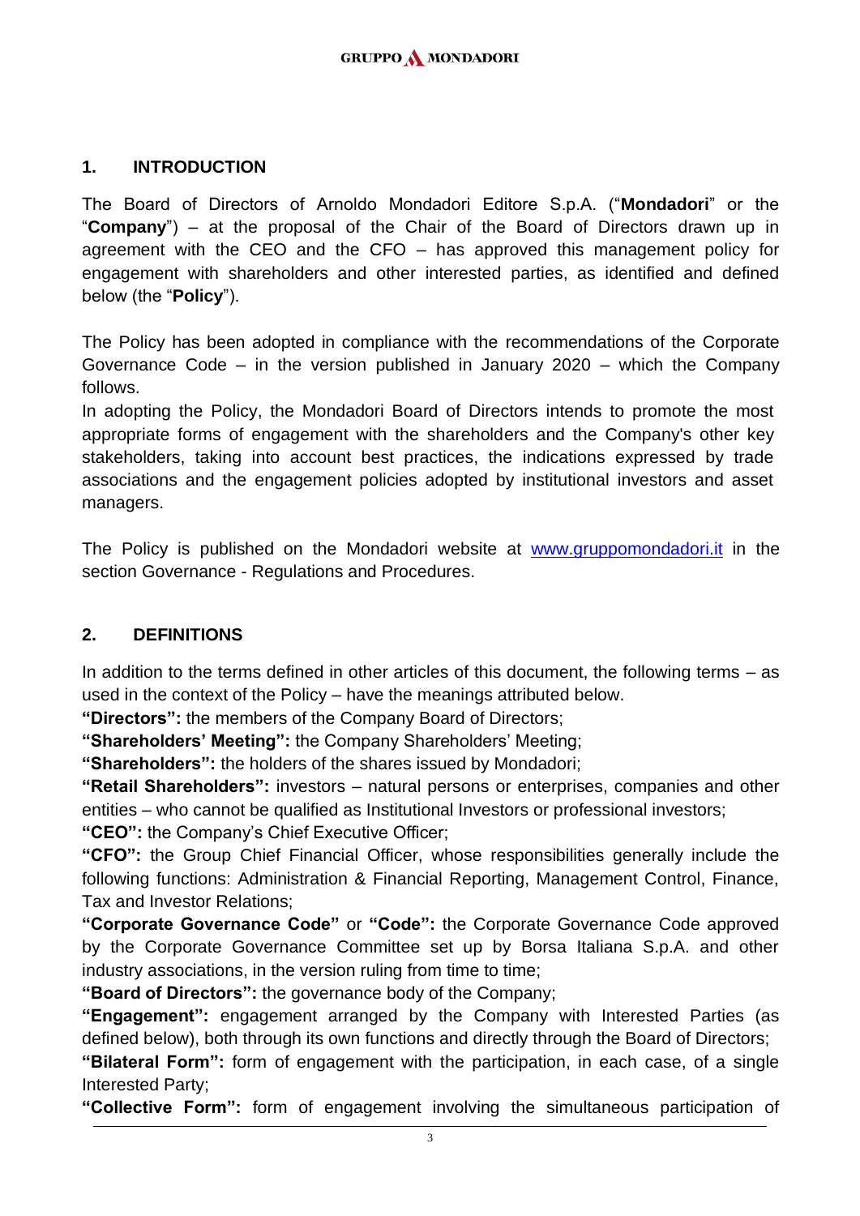## 1. INTRODUCTION

The Board of Directors of Arnoldo Mondadori Editore S.p.A. ("**Mondadori**" or the "**Company**") – at the proposal of the Chair of the Board of Directors drawn up in agreement with the CEO and the CFO – has approved this management policy for engagement with shareholders and other interested parties, as identified and defined below (the "**Policy**").

The Policy has been adopted in compliance with the recommendations of the Corporate Governance Code – in the version published in January 2020 – which the Company follows.

In adopting the Policy, the Mondadori Board of Directors intends to promote the most appropriate forms of engagement with the shareholders and the Company's other key stakeholders, taking into account best practices, the indications expressed by trade associations and the engagement policies adopted by institutional investors and asset managers.

The Policy is published on the Mondadori website at [www.gruppomondadori.it](http://www.gruppomondadori.it) in the section Governance - Regulations and Procedures.

## 2. DEFINITIONS

In addition to the terms defined in other articles of this document, the following terms – as used in the context of the Policy – have the meanings attributed below.

**"Directors":** the members of the Company Board of Directors;

**"Shareholders' Meeting":** the Company Shareholders' Meeting;

**"Shareholders":** the holders of the shares issued by Mondadori;

**"Retail Shareholders":** investors – natural persons or enterprises, companies and other entities – who cannot be qualified as Institutional Investors or professional investors;

**"CEO":** the Company's Chief Executive Officer;

**"CFO":** the Group Chief Financial Officer, whose responsibilities generally include the following functions: Administration & Financial Reporting, Management Control, Finance, Tax and Investor Relations;

**"Corporate Governance Code"** or **"Code":** the Corporate Governance Code approved by the Corporate Governance Committee set up by Borsa Italiana S.p.A. and other industry associations, in the version ruling from time to time;

**"Board of Directors":** the governance body of the Company;

**"Engagement":** engagement arranged by the Company with Interested Parties (as defined below), both through its own functions and directly through the Board of Directors;

**"Bilateral Form":** form of engagement with the participation, in each case, of a single Interested Party;

**"Collective Form":** form of engagement involving the simultaneous participation of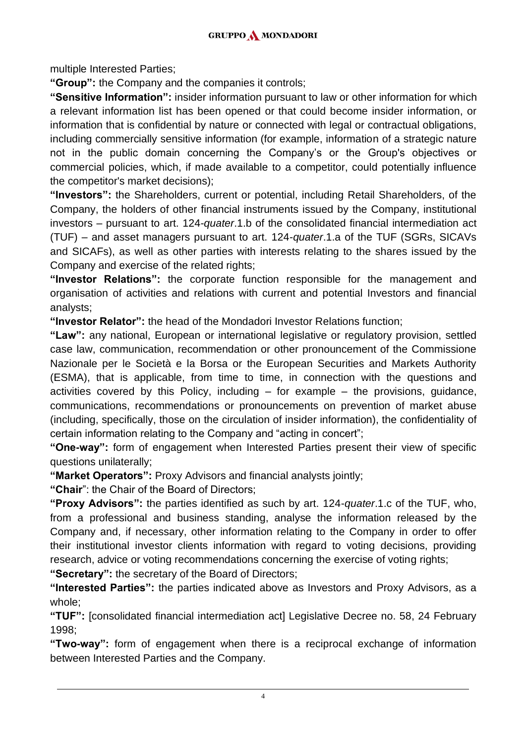multiple Interested Parties;

**"Group":** the Company and the companies it controls;

**"Sensitive Information":** insider information pursuant to law or other information for which a relevant information list has been opened or that could become insider information, or information that is confidential by nature or connected with legal or contractual obligations, including commercially sensitive information (for example, information of a strategic nature not in the public domain concerning the Company's or the Group's objectives or commercial policies, which, if made available to a competitor, could potentially influence the competitor's market decisions);

**"Investors":** the Shareholders, current or potential, including Retail Shareholders, of the Company, the holders of other financial instruments issued by the Company, institutional investors – pursuant to art. 124-*quater*.1.b of the consolidated financial intermediation act (TUF) – and asset managers pursuant to art. 124-*quater*.1.a of the TUF (SGRs, SICAVs and SICAFs), as well as other parties with interests relating to the shares issued by the Company and exercise of the related rights;

**"Investor Relations":** the corporate function responsible for the management and organisation of activities and relations with current and potential Investors and financial analysts;

**"Investor Relator":** the head of the Mondadori Investor Relations function;

**"Law":** any national, European or international legislative or regulatory provision, settled case law, communication, recommendation or other pronouncement of the Commissione Nazionale per le Società e la Borsa or the European Securities and Markets Authority (ESMA), that is applicable, from time to time, in connection with the questions and activities covered by this Policy, including – for example – the provisions, guidance, communications, recommendations or pronouncements on prevention of market abuse (including, specifically, those on the circulation of insider information), the confidentiality of certain information relating to the Company and "acting in concert";

**"One-way":** form of engagement when Interested Parties present their view of specific questions unilaterally;

**"Market Operators":** Proxy Advisors and financial analysts jointly;

**"Chair"**: the Chair of the Board of Directors;

**"Proxy Advisors":** the parties identified as such by art. 124-*quater*.1.c of the TUF, who, from a professional and business standing, analyse the information released by the Company and, if necessary, other information relating to the Company in order to offer their institutional investor clients information with regard to voting decisions, providing research, advice or voting recommendations concerning the exercise of voting rights;

**"Secretary":** the secretary of the Board of Directors;

**"Interested Parties":** the parties indicated above as Investors and Proxy Advisors, as a whole;

**"TUF":** [consolidated financial intermediation act] Legislative Decree no. 58, 24 February 1998;

**"Two-way":** form of engagement when there is a reciprocal exchange of information between Interested Parties and the Company.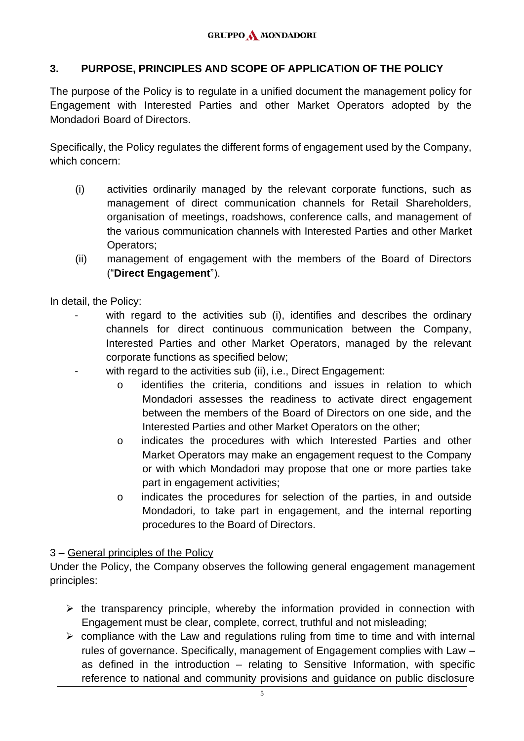## 3. PURPOSE, PRINCIPLES AND SCOPE OF APPLICATION OF THE POLICY

The purpose of the Policy is to regulate in a unified document the management policy for Engagement with Interested Parties and other Market Operators adopted by the Mondadori Board of Directors.

Specifically, the Policy regulates the different forms of engagement used by the Company, which concern:

- (i) activities ordinarily managed by the relevant corporate functions, such as management of direct communication channels for Retail Shareholders, organisation of meetings, roadshows, conference calls, and management of the various communication channels with Interested Parties and other Market Operators;
- (ii) management of engagement with the members of the Board of Directors ("**Direct Engagement**").

In detail, the Policy:

- with regard to the activities sub (i), identifies and describes the ordinary channels for direct continuous communication between the Company, Interested Parties and other Market Operators, managed by the relevant corporate functions as specified below;
- with regard to the activities sub (ii), i.e., Direct Engagement:
  - identifies the criteria, conditions and issues in relation to which Mondadori assesses the readiness to activate direct engagement between the members of the Board of Directors on one side, and the Interested Parties and other Market Operators on the other;
  - indicates the procedures with which Interested Parties and other Market Operators may make an engagement request to the Company or with which Mondadori may propose that one or more parties take part in engagement activities;
  - indicates the procedures for selection of the parties, in and outside Mondadori, to take part in engagement, and the internal reporting procedures to the Board of Directors.

3 – General principles of the Policy

Under the Policy, the Company observes the following general engagement management principles:

- the transparency principle, whereby the information provided in connection with Engagement must be clear, complete, correct, truthful and not misleading;
- compliance with the Law and regulations ruling from time to time and with internal rules of governance. Specifically, management of Engagement complies with Law – as defined in the introduction – relating to Sensitive Information, with specific reference to national and community provisions and guidance on public disclosure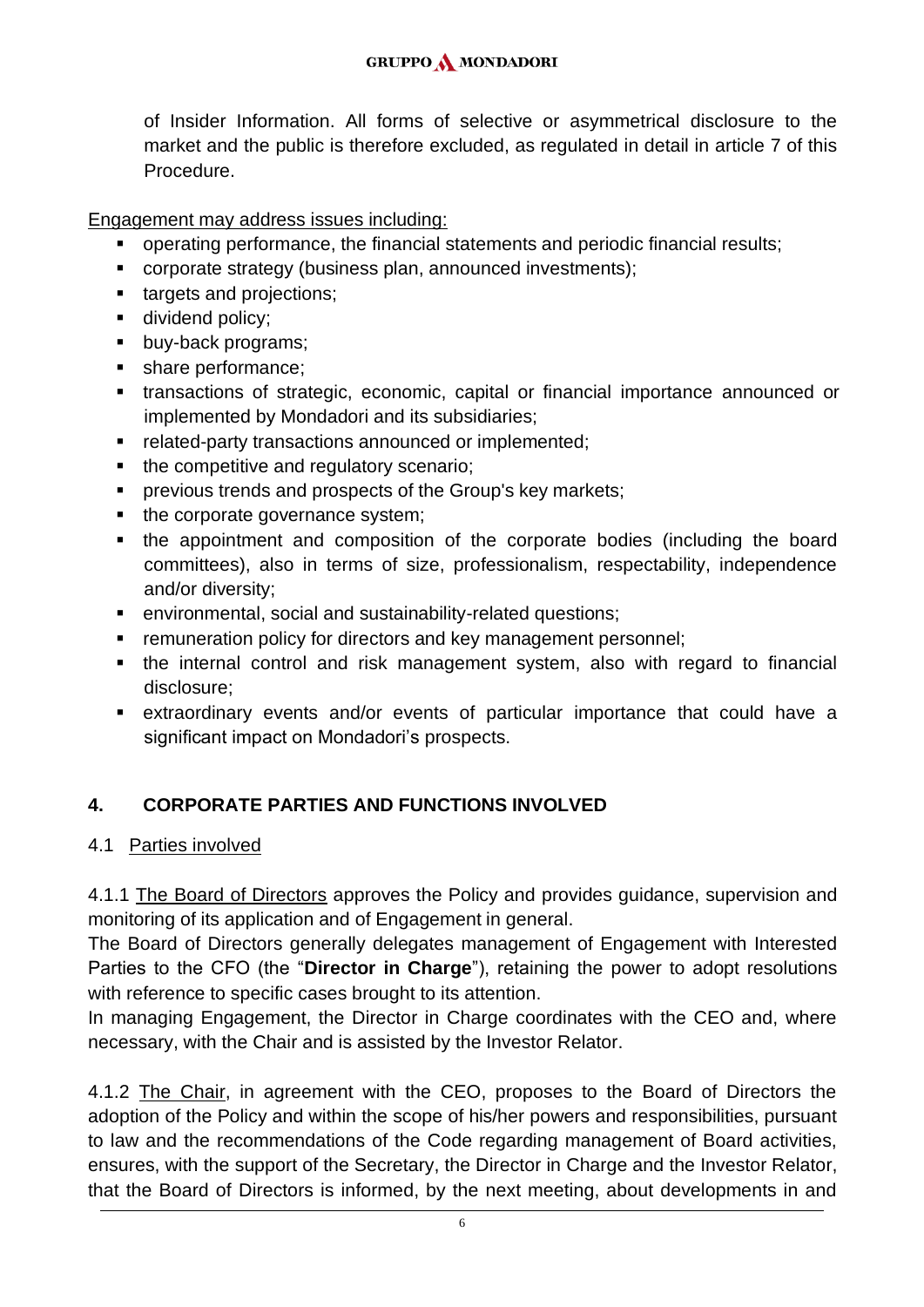of Insider Information. All forms of selective or asymmetrical disclosure to the market and the public is therefore excluded, as regulated in detail in article 7 of this Procedure.

Engagement may address issues including:

- operating performance, the financial statements and periodic financial results;
- corporate strategy (business plan, announced investments);
- targets and projections;
- dividend policy;
- buy-back programs;
- share performance;
- transactions of strategic, economic, capital or financial importance announced or implemented by Mondadori and its subsidiaries;
- related-party transactions announced or implemented;
- the competitive and regulatory scenario;
- previous trends and prospects of the Group's key markets;
- the corporate governance system;
- the appointment and composition of the corporate bodies (including the board committees), also in terms of size, professionalism, respectability, independence and/or diversity;
- environmental, social and sustainability-related questions;
- remuneration policy for directors and key management personnel;
- the internal control and risk management system, also with regard to financial disclosure;
- extraordinary events and/or events of particular importance that could have a significant impact on Mondadori's prospects.

## 4. CORPORATE PARTIES AND FUNCTIONS INVOLVED

### 4.1 Parties involved

4.1.1 The Board of Directors approves the Policy and provides guidance, supervision and monitoring of its application and of Engagement in general.

The Board of Directors generally delegates management of Engagement with Interested Parties to the CFO (the "**Director in Charge**"), retaining the power to adopt resolutions with reference to specific cases brought to its attention.

In managing Engagement, the Director in Charge coordinates with the CEO and, where necessary, with the Chair and is assisted by the Investor Relator.

4.1.2 The Chair, in agreement with the CEO, proposes to the Board of Directors the adoption of the Policy and within the scope of his/her powers and responsibilities, pursuant to law and the recommendations of the Code regarding management of Board activities, ensures, with the support of the Secretary, the Director in Charge and the Investor Relator, that the Board of Directors is informed, by the next meeting, about developments in and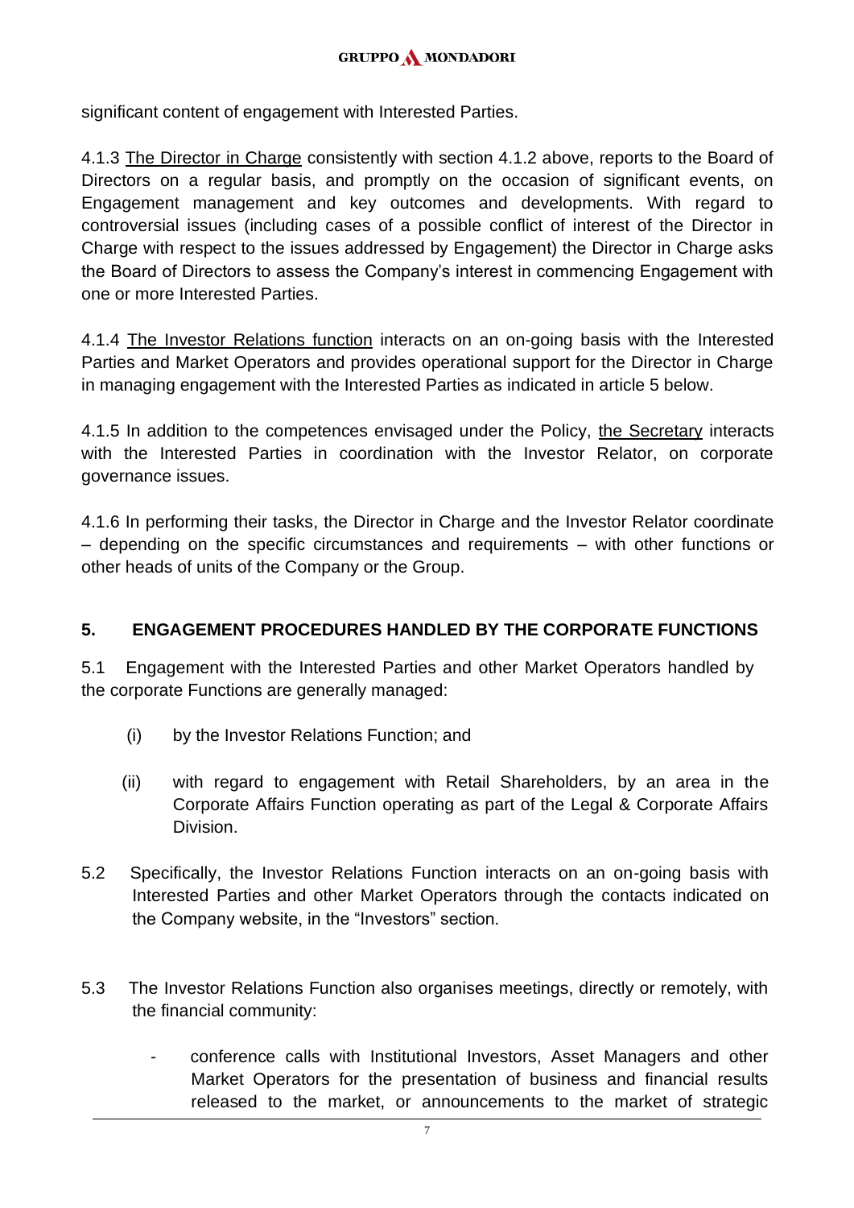significant content of engagement with Interested Parties.

4.1.3 The Director in Charge consistently with section 4.1.2 above, reports to the Board of Directors on a regular basis, and promptly on the occasion of significant events, on Engagement management and key outcomes and developments. With regard to controversial issues (including cases of a possible conflict of interest of the Director in Charge with respect to the issues addressed by Engagement) the Director in Charge asks the Board of Directors to assess the Company's interest in commencing Engagement with one or more Interested Parties.

4.1.4 The Investor Relations function interacts on an on-going basis with the Interested Parties and Market Operators and provides operational support for the Director in Charge in managing engagement with the Interested Parties as indicated in article 5 below.

4.1.5 In addition to the competences envisaged under the Policy, the Secretary interacts with the Interested Parties in coordination with the Investor Relator, on corporate governance issues.

4.1.6 In performing their tasks, the Director in Charge and the Investor Relator coordinate – depending on the specific circumstances and requirements – with other functions or other heads of units of the Company or the Group.

## 5. ENGAGEMENT PROCEDURES HANDLED BY THE CORPORATE FUNCTIONS

5.1 Engagement with the Interested Parties and other Market Operators handled by the corporate Functions are generally managed:

(i) by the Investor Relations Function; and

(ii) with regard to engagement with Retail Shareholders, by an area in the Corporate Affairs Function operating as part of the Legal & Corporate Affairs Division.

5.2 Specifically, the Investor Relations Function interacts on an on-going basis with Interested Parties and other Market Operators through the contacts indicated on the Company website, in the "Investors" section.

5.3 The Investor Relations Function also organises meetings, directly or remotely, with the financial community:

- conference calls with Institutional Investors, Asset Managers and other Market Operators for the presentation of business and financial results released to the market, or announcements to the market of strategic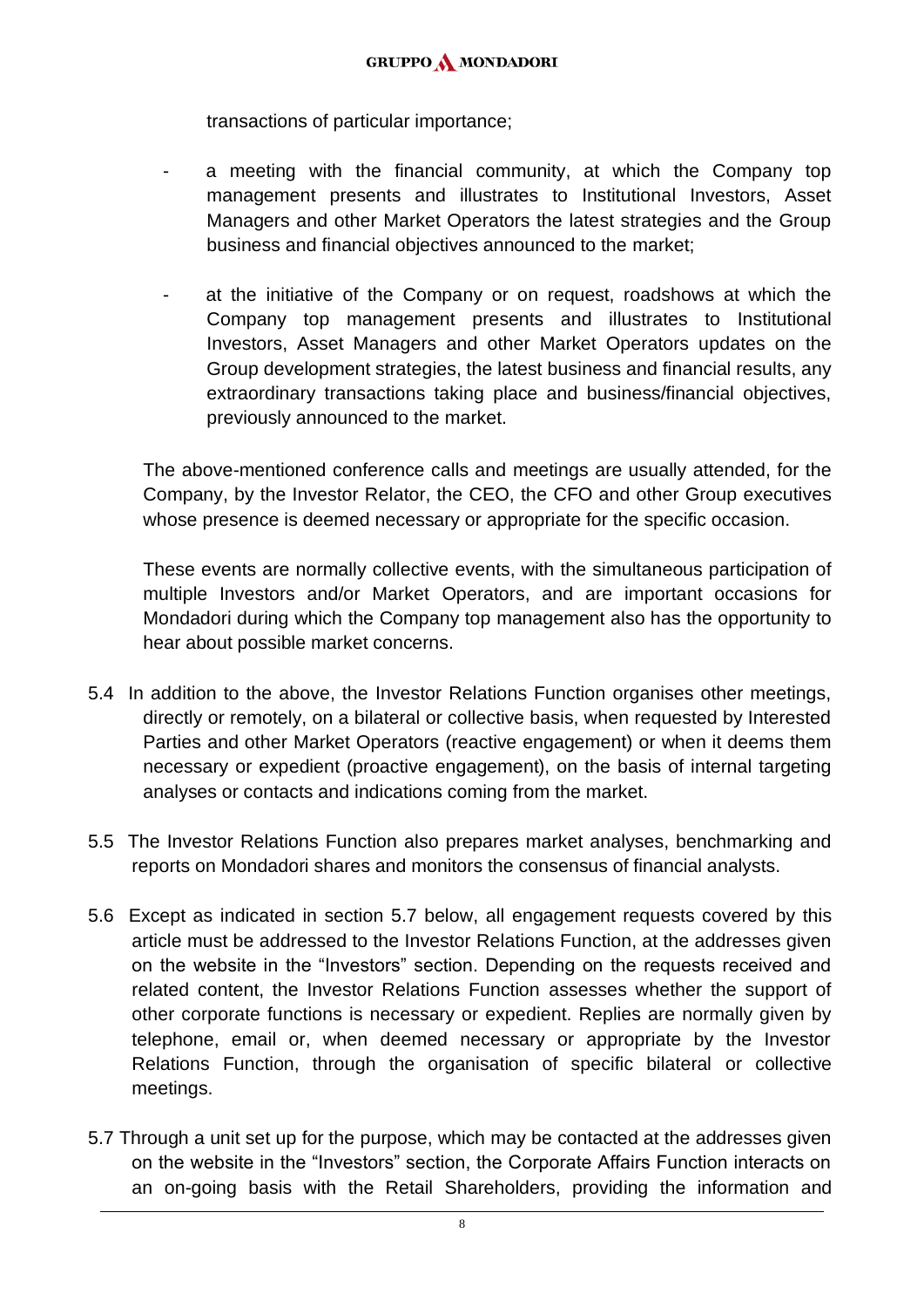transactions of particular importance;

- a meeting with the financial community, at which the Company top management presents and illustrates to Institutional Investors, Asset Managers and other Market Operators the latest strategies and the Group business and financial objectives announced to the market;
- at the initiative of the Company or on request, roadshows at which the Company top management presents and illustrates to Institutional Investors, Asset Managers and other Market Operators updates on the Group development strategies, the latest business and financial results, any extraordinary transactions taking place and business/financial objectives, previously announced to the market.

The above-mentioned conference calls and meetings are usually attended, for the Company, by the Investor Relator, the CEO, the CFO and other Group executives whose presence is deemed necessary or appropriate for the specific occasion.

These events are normally collective events, with the simultaneous participation of multiple Investors and/or Market Operators, and are important occasions for Mondadori during which the Company top management also has the opportunity to hear about possible market concerns.

5.4 In addition to the above, the Investor Relations Function organises other meetings, directly or remotely, on a bilateral or collective basis, when requested by Interested Parties and other Market Operators (reactive engagement) or when it deems them necessary or expedient (proactive engagement), on the basis of internal targeting analyses or contacts and indications coming from the market.

5.5 The Investor Relations Function also prepares market analyses, benchmarking and reports on Mondadori shares and monitors the consensus of financial analysts.

5.6 Except as indicated in section 5.7 below, all engagement requests covered by this article must be addressed to the Investor Relations Function, at the addresses given on the website in the "Investors" section. Depending on the requests received and related content, the Investor Relations Function assesses whether the support of other corporate functions is necessary or expedient. Replies are normally given by telephone, email or, when deemed necessary or appropriate by the Investor Relations Function, through the organisation of specific bilateral or collective meetings.

5.7 Through a unit set up for the purpose, which may be contacted at the addresses given on the website in the "Investors" section, the Corporate Affairs Function interacts on an on-going basis with the Retail Shareholders, providing the information and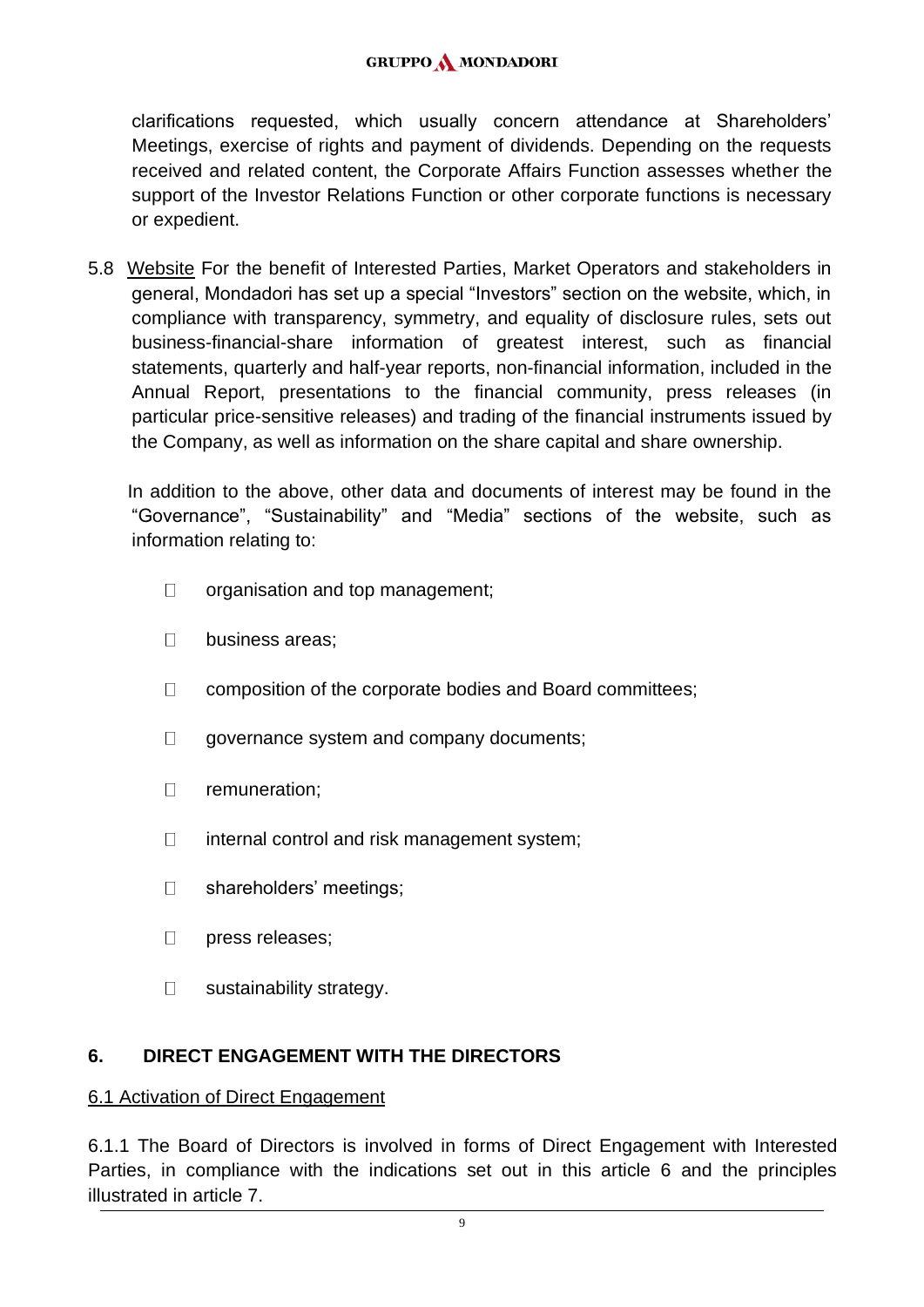clarifications requested, which usually concern attendance at Shareholders' Meetings, exercise of rights and payment of dividends. Depending on the requests received and related content, the Corporate Affairs Function assesses whether the support of the Investor Relations Function or other corporate functions is necessary or expedient.

5.8 Website For the benefit of Interested Parties, Market Operators and stakeholders in general, Mondadori has set up a special "Investors" section on the website, which, in compliance with transparency, symmetry, and equality of disclosure rules, sets out business-financial-share information of greatest interest, such as financial statements, quarterly and half-year reports, non-financial information, included in the Annual Report, presentations to the financial community, press releases (in particular price-sensitive releases) and trading of the financial instruments issued by the Company, as well as information on the share capital and share ownership.

In addition to the above, other data and documents of interest may be found in the "Governance", "Sustainability" and "Media" sections of the website, such as information relating to:

- organisation and top management;
- business areas;
- composition of the corporate bodies and Board committees;
- governance system and company documents;
- remuneration;
- internal control and risk management system;
- shareholders' meetings;
- press releases;
- sustainability strategy.

## 6. DIRECT ENGAGEMENT WITH THE DIRECTORS

### 6.1 Activation of Direct Engagement

6.1.1 The Board of Directors is involved in forms of Direct Engagement with Interested Parties, in compliance with the indications set out in this article 6 and the principles illustrated in article 7.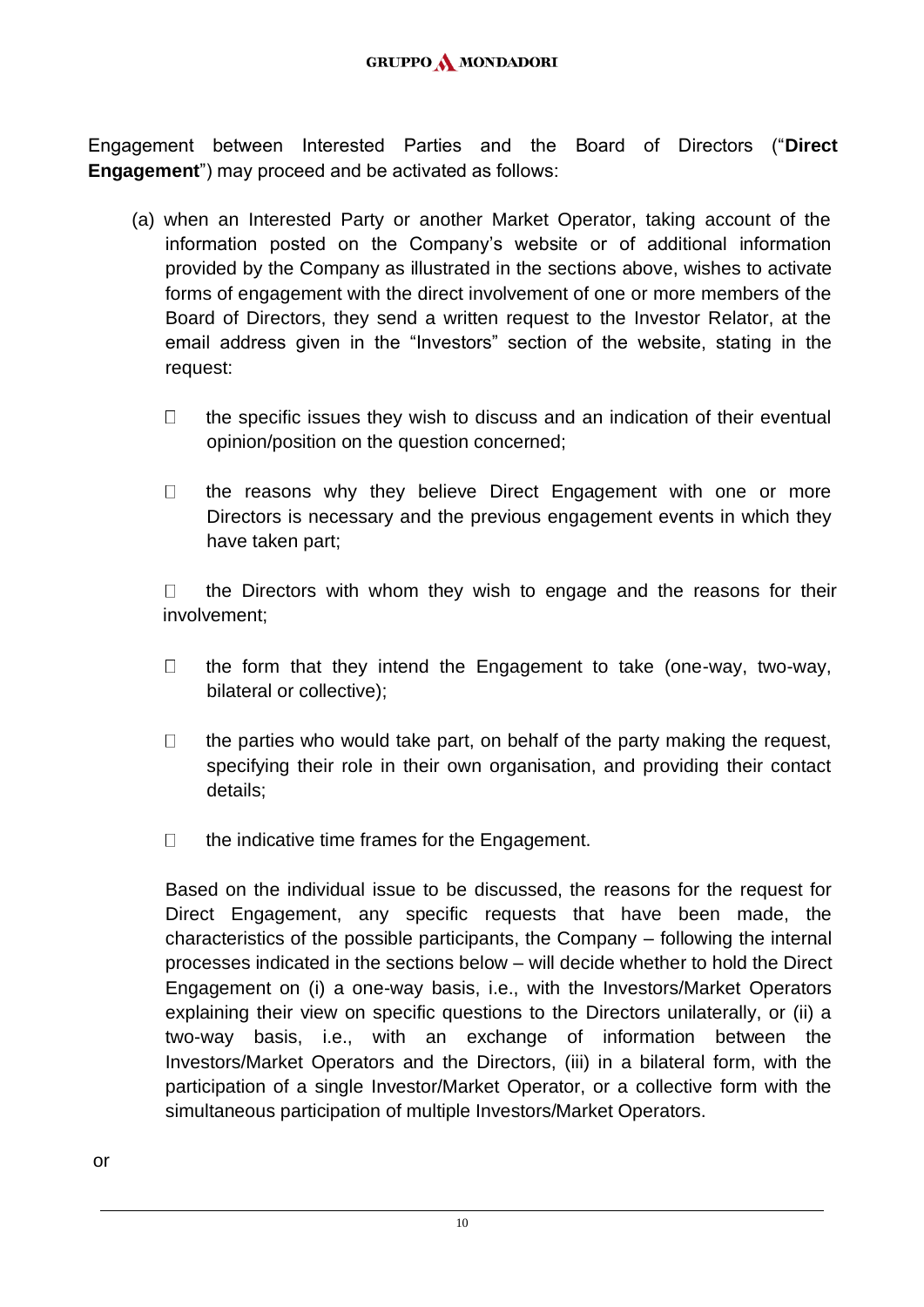Engagement between Interested Parties and the Board of Directors ("**Direct Engagement**") may proceed and be activated as follows:

(a) when an Interested Party or another Market Operator, taking account of the information posted on the Company's website or of additional information provided by the Company as illustrated in the sections above, wishes to activate forms of engagement with the direct involvement of one or more members of the Board of Directors, they send a written request to the Investor Relator, at the email address given in the "Investors" section of the website, stating in the request:

- the specific issues they wish to discuss and an indication of their eventual opinion/position on the question concerned;
- the reasons why they believe Direct Engagement with one or more Directors is necessary and the previous engagement events in which they have taken part;
- the Directors with whom they wish to engage and the reasons for their involvement;
- the form that they intend the Engagement to take (one-way, two-way, bilateral or collective);
- the parties who would take part, on behalf of the party making the request, specifying their role in their own organisation, and providing their contact details;
- the indicative time frames for the Engagement.

Based on the individual issue to be discussed, the reasons for the request for Direct Engagement, any specific requests that have been made, the characteristics of the possible participants, the Company – following the internal processes indicated in the sections below – will decide whether to hold the Direct Engagement on (i) a one-way basis, i.e., with the Investors/Market Operators explaining their view on specific questions to the Directors unilaterally, or (ii) a two-way basis, i.e., with an exchange of information between the Investors/Market Operators and the Directors, (iii) in a bilateral form, with the participation of a single Investor/Market Operator, or a collective form with the simultaneous participation of multiple Investors/Market Operators.

or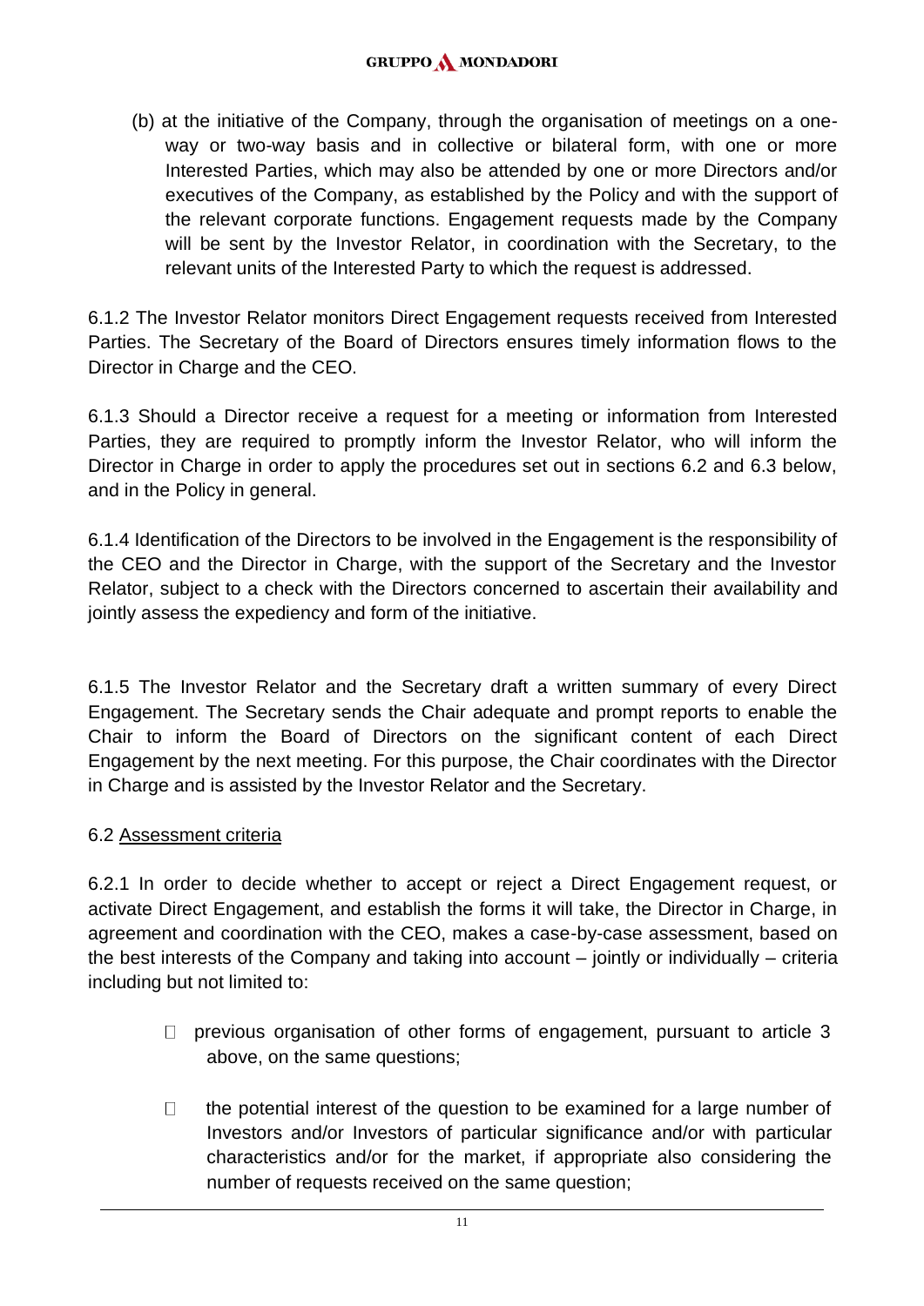(b) at the initiative of the Company, through the organisation of meetings on a one-way or two-way basis and in collective or bilateral form, with one or more Interested Parties, which may also be attended by one or more Directors and/or executives of the Company, as established by the Policy and with the support of the relevant corporate functions. Engagement requests made by the Company will be sent by the Investor Relator, in coordination with the Secretary, to the relevant units of the Interested Party to which the request is addressed.

6.1.2 The Investor Relator monitors Direct Engagement requests received from Interested Parties. The Secretary of the Board of Directors ensures timely information flows to the Director in Charge and the CEO.

6.1.3 Should a Director receive a request for a meeting or information from Interested Parties, they are required to promptly inform the Investor Relator, who will inform the Director in Charge in order to apply the procedures set out in sections 6.2 and 6.3 below, and in the Policy in general.

6.1.4 Identification of the Directors to be involved in the Engagement is the responsibility of the CEO and the Director in Charge, with the support of the Secretary and the Investor Relator, subject to a check with the Directors concerned to ascertain their availability and jointly assess the expediency and form of the initiative.

6.1.5 The Investor Relator and the Secretary draft a written summary of every Direct Engagement. The Secretary sends the Chair adequate and prompt reports to enable the Chair to inform the Board of Directors on the significant content of each Direct Engagement by the next meeting. For this purpose, the Chair coordinates with the Director in Charge and is assisted by the Investor Relator and the Secretary.

6.2 Assessment criteria

6.2.1 In order to decide whether to accept or reject a Direct Engagement request, or activate Direct Engagement, and establish the forms it will take, the Director in Charge, in agreement and coordination with the CEO, makes a case-by-case assessment, based on the best interests of the Company and taking into account – jointly or individually – criteria including but not limited to:

- previous organisation of other forms of engagement, pursuant to article 3 above, on the same questions;
- the potential interest of the question to be examined for a large number of Investors and/or Investors of particular significance and/or with particular characteristics and/or for the market, if appropriate also considering the number of requests received on the same question;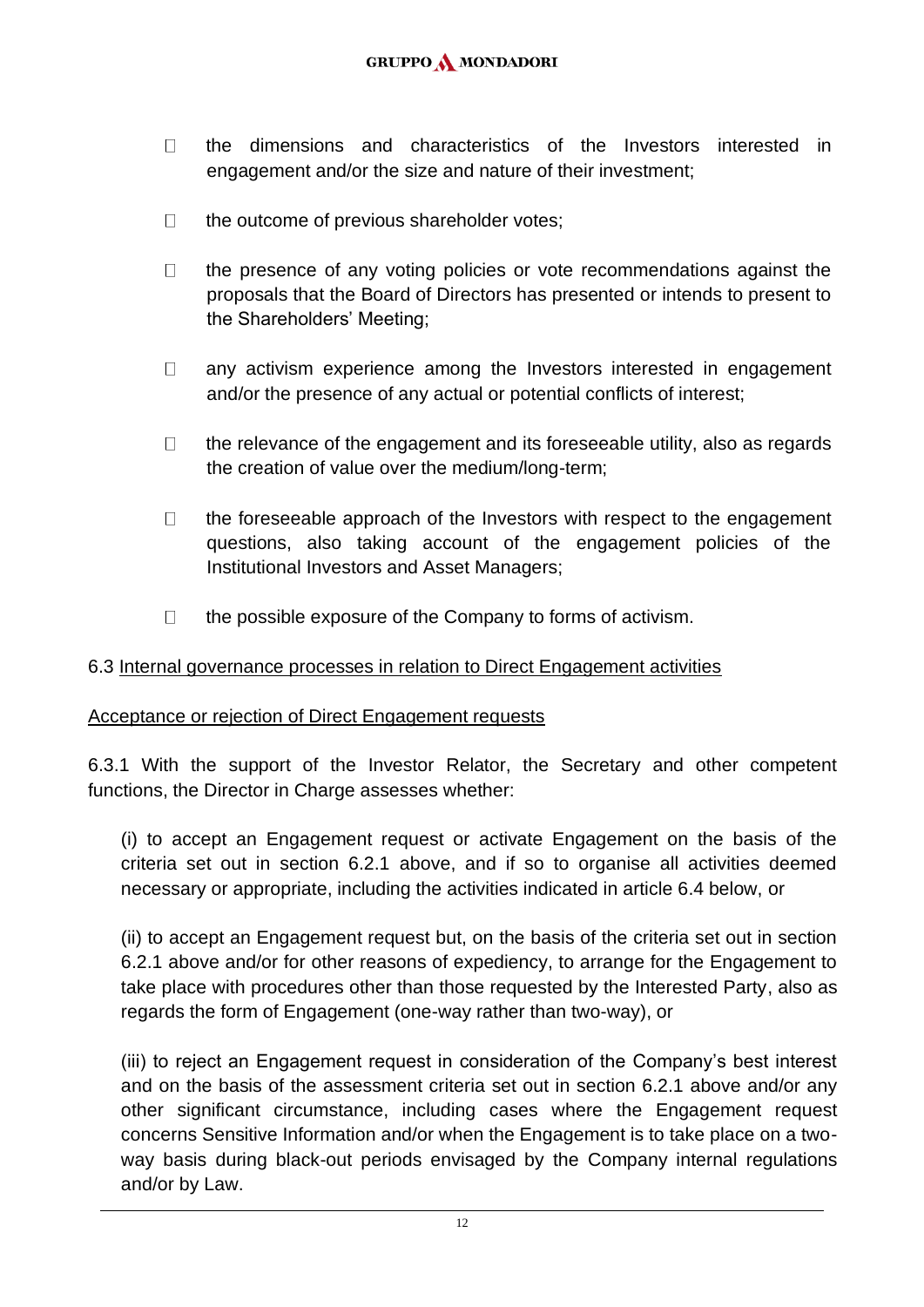- the dimensions and characteristics of the Investors interested in engagement and/or the size and nature of their investment;
- the outcome of previous shareholder votes;
- the presence of any voting policies or vote recommendations against the proposals that the Board of Directors has presented or intends to present to the Shareholders' Meeting;
- any activism experience among the Investors interested in engagement and/or the presence of any actual or potential conflicts of interest;
- the relevance of the engagement and its foreseeable utility, also as regards the creation of value over the medium/long-term;
- the foreseeable approach of the Investors with respect to the engagement questions, also taking account of the engagement policies of the Institutional Investors and Asset Managers;
- the possible exposure of the Company to forms of activism.

6.3 <u>Internal governance processes in relation to Direct Engagement activities</u>

<u>Acceptance or rejection of Direct Engagement requests</u>

6.3.1 With the support of the Investor Relator, the Secretary and other competent functions, the Director in Charge assesses whether:

(i) to accept an Engagement request or activate Engagement on the basis of the criteria set out in section 6.2.1 above, and if so to organise all activities deemed necessary or appropriate, including the activities indicated in article 6.4 below, or

(ii) to accept an Engagement request but, on the basis of the criteria set out in section 6.2.1 above and/or for other reasons of expediency, to arrange for the Engagement to take place with procedures other than those requested by the Interested Party, also as regards the form of Engagement (one-way rather than two-way), or

(iii) to reject an Engagement request in consideration of the Company's best interest and on the basis of the assessment criteria set out in section 6.2.1 above and/or any other significant circumstance, including cases where the Engagement request concerns Sensitive Information and/or when the Engagement is to take place on a two-way basis during black-out periods envisaged by the Company internal regulations and/or by Law.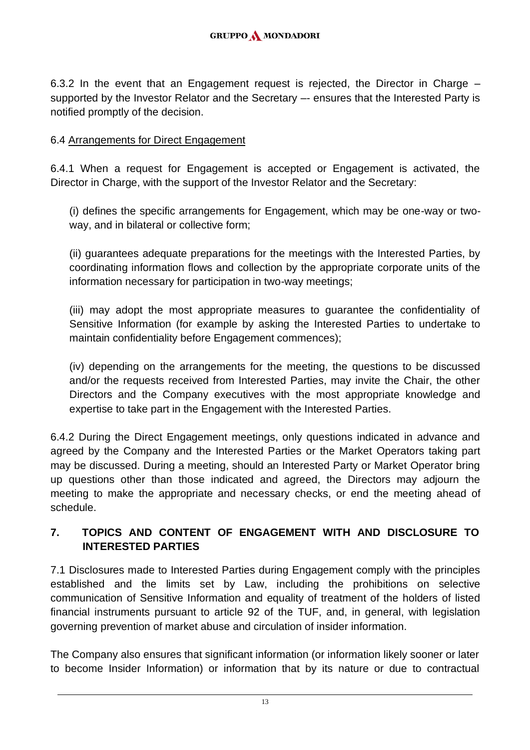6.3.2 In the event that an Engagement request is rejected, the Director in Charge – supported by the Investor Relator and the Secretary –- ensures that the Interested Party is notified promptly of the decision.

6.4 Arrangements for Direct Engagement

6.4.1 When a request for Engagement is accepted or Engagement is activated, the Director in Charge, with the support of the Investor Relator and the Secretary:

(i) defines the specific arrangements for Engagement, which may be one-way or two-way, and in bilateral or collective form;

(ii) guarantees adequate preparations for the meetings with the Interested Parties, by coordinating information flows and collection by the appropriate corporate units of the information necessary for participation in two-way meetings;

(iii) may adopt the most appropriate measures to guarantee the confidentiality of Sensitive Information (for example by asking the Interested Parties to undertake to maintain confidentiality before Engagement commences);

(iv) depending on the arrangements for the meeting, the questions to be discussed and/or the requests received from Interested Parties, may invite the Chair, the other Directors and the Company executives with the most appropriate knowledge and expertise to take part in the Engagement with the Interested Parties.

6.4.2 During the Direct Engagement meetings, only questions indicated in advance and agreed by the Company and the Interested Parties or the Market Operators taking part may be discussed. During a meeting, should an Interested Party or Market Operator bring up questions other than those indicated and agreed, the Directors may adjourn the meeting to make the appropriate and necessary checks, or end the meeting ahead of schedule.

## 7. TOPICS AND CONTENT OF ENGAGEMENT WITH AND DISCLOSURE TO INTERESTED PARTIES

7.1 Disclosures made to Interested Parties during Engagement comply with the principles established and the limits set by Law, including the prohibitions on selective communication of Sensitive Information and equality of treatment of the holders of listed financial instruments pursuant to article 92 of the TUF, and, in general, with legislation governing prevention of market abuse and circulation of insider information.

The Company also ensures that significant information (or information likely sooner or later to become Insider Information) or information that by its nature or due to contractual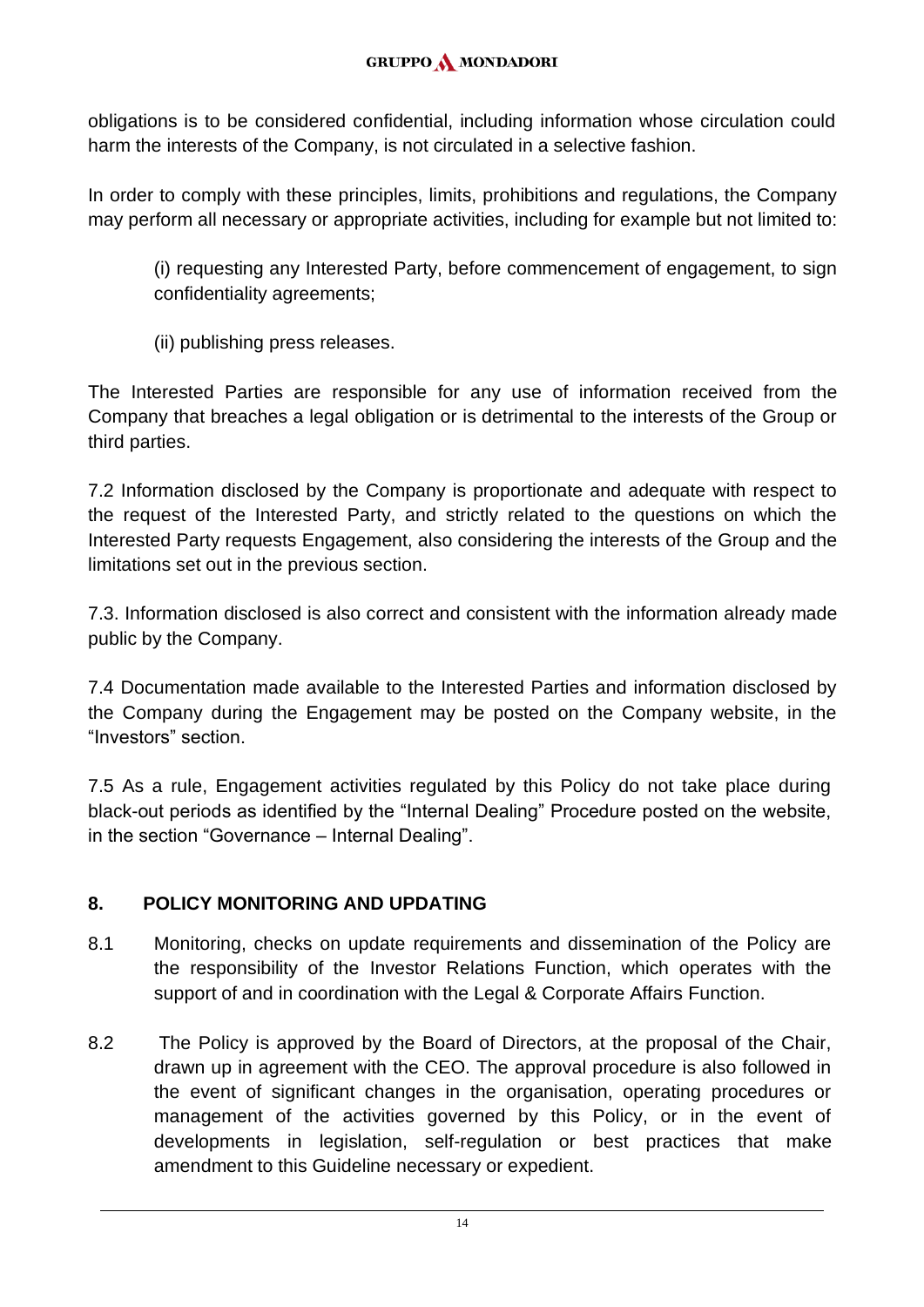obligations is to be considered confidential, including information whose circulation could harm the interests of the Company, is not circulated in a selective fashion.

In order to comply with these principles, limits, prohibitions and regulations, the Company may perform all necessary or appropriate activities, including for example but not limited to:

(i) requesting any Interested Party, before commencement of engagement, to sign confidentiality agreements;

(ii) publishing press releases.

The Interested Parties are responsible for any use of information received from the Company that breaches a legal obligation or is detrimental to the interests of the Group or third parties.

7.2 Information disclosed by the Company is proportionate and adequate with respect to the request of the Interested Party, and strictly related to the questions on which the Interested Party requests Engagement, also considering the interests of the Group and the limitations set out in the previous section.

7.3. Information disclosed is also correct and consistent with the information already made public by the Company.

7.4 Documentation made available to the Interested Parties and information disclosed by the Company during the Engagement may be posted on the Company website, in the "Investors" section.

7.5 As a rule, Engagement activities regulated by this Policy do not take place during black-out periods as identified by the "Internal Dealing" Procedure posted on the website, in the section "Governance – Internal Dealing".

## 8. POLICY MONITORING AND UPDATING

8.1 Monitoring, checks on update requirements and dissemination of the Policy are the responsibility of the Investor Relations Function, which operates with the support of and in coordination with the Legal & Corporate Affairs Function.

8.2 The Policy is approved by the Board of Directors, at the proposal of the Chair, drawn up in agreement with the CEO. The approval procedure is also followed in the event of significant changes in the organisation, operating procedures or management of the activities governed by this Policy, or in the event of developments in legislation, self-regulation or best practices that make amendment to this Guideline necessary or expedient.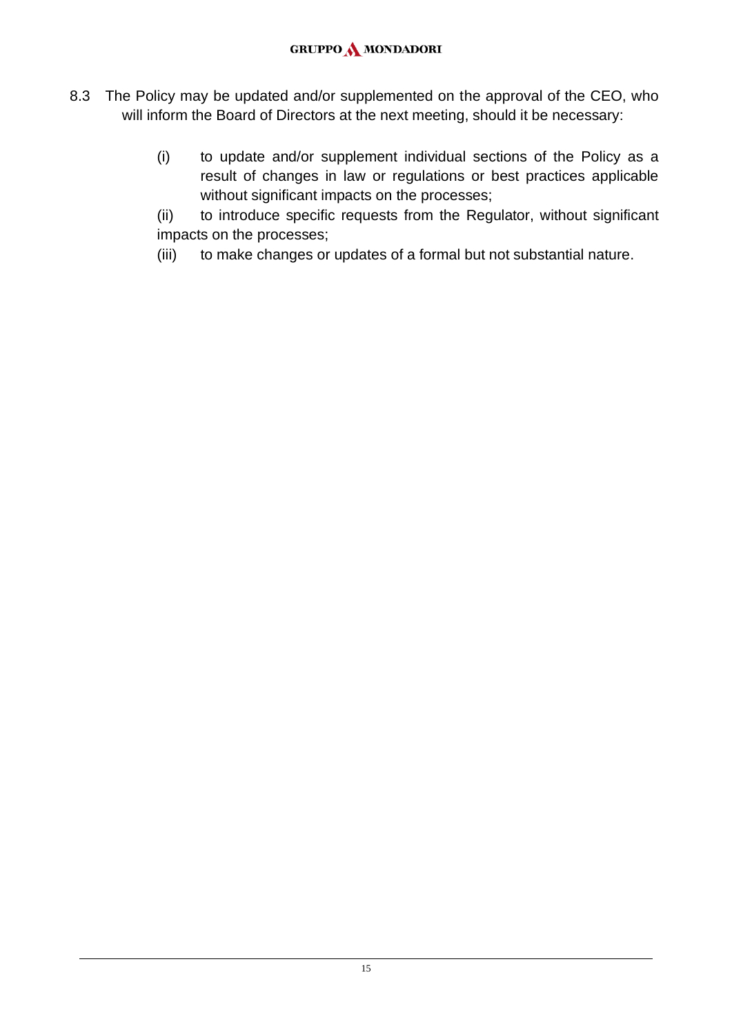8.3 The Policy may be updated and/or supplemented on the approval of the CEO, who will inform the Board of Directors at the next meeting, should it be necessary:

(i) to update and/or supplement individual sections of the Policy as a result of changes in law or regulations or best practices applicable without significant impacts on the processes;

(ii) to introduce specific requests from the Regulator, without significant impacts on the processes;

(iii) to make changes or updates of a formal but not substantial nature.